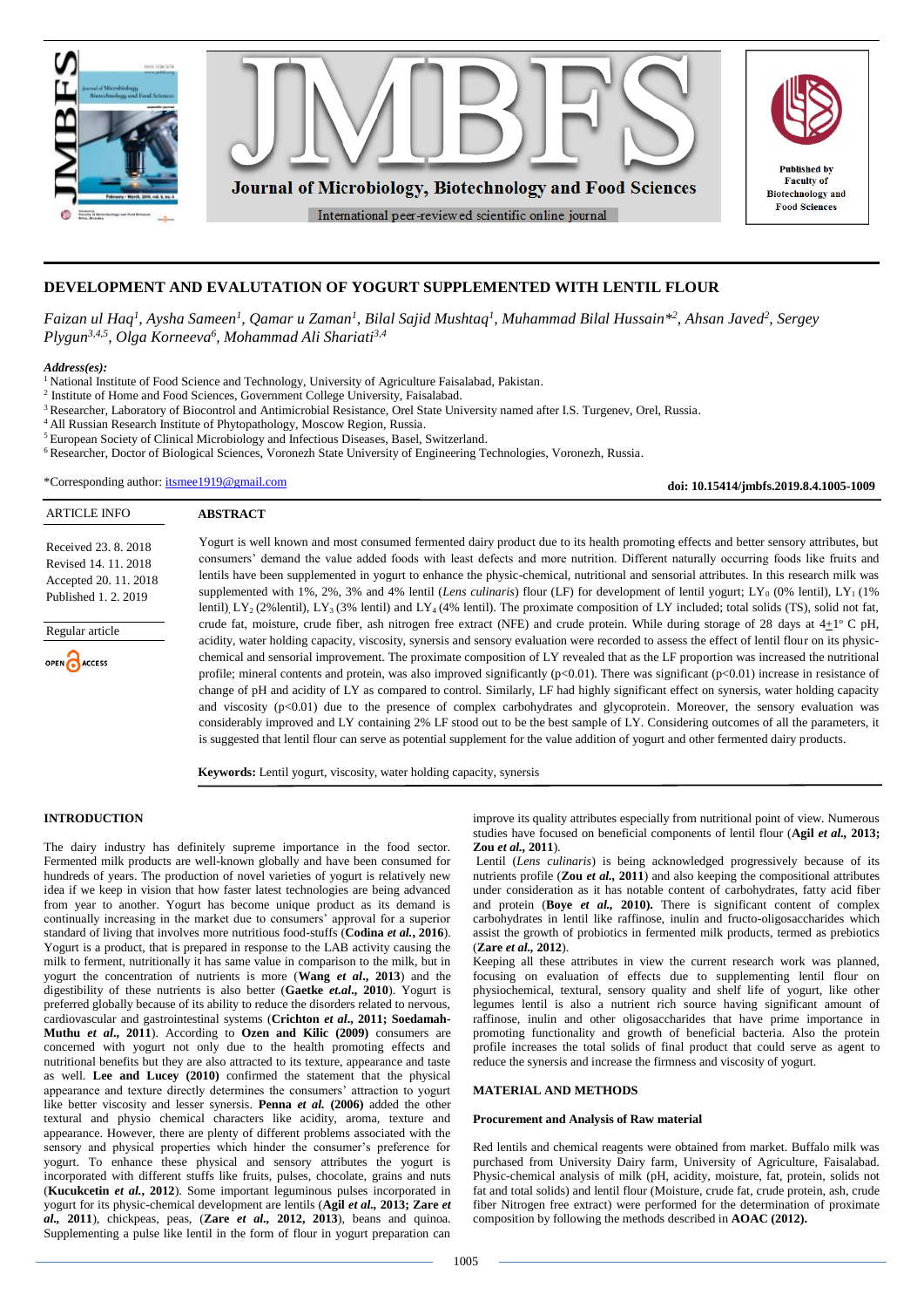# DEVELOPMENT AND EVALUTATION OF YOGURT SUPPLEMENTED WITH LENTIL FLOUR

*Faizan ul Haq[1], Aysha Sameen[1], Qamar u Zaman[1], Bilal Sajid Mushtaq[1], Muhammad Bilal Hussain*[2], Ahsan Javed[2], Sergey Plygun[3,4,5], Olga Korneeva[6], Mohammad Ali Shariati[3,4]*

***Address(es):***
[1] National Institute of Food Science and Technology, University of Agriculture Faisalabad, Pakistan.
[2] Institute of Home and Food Sciences, Government College University, Faisalabad.
[3] Researcher, Laboratory of Biocontrol and Antimicrobial Resistance, Orel State University named after I.S. Turgenev, Orel, Russia.
[4] All Russian Research Institute of Phytopathology, Moscow Region, Russia.
[5] European Society of Clinical Microbiology and Infectious Diseases, Basel, Switzerland.
[6] Researcher, Doctor of Biological Sciences, Voronezh State University of Engineering Technologies, Voronezh, Russia.

*Corresponding author: itsmee1919@gmail.com

**doi: 10.15414/jmbfs.2019.8.4.1005-1009**

ARTICLE INFO

Received 23. 8. 2018
Revised 14. 11. 2018
Accepted 20. 11. 2018
Published 1. 2. 2019

Regular article

## ABSTRACT

Yogurt is well known and most consumed fermented dairy product due to its health promoting effects and better sensory attributes, but consumers' demand the value added foods with least defects and more nutrition. Different naturally occurring foods like fruits and lentils have been supplemented in yogurt to enhance the physic-chemical, nutritional and sensorial attributes. In this research milk was supplemented with 1%, 2%, 3% and 4% lentil (*Lens culinaris*) flour (LF) for development of lentil yogurt; $LY_0$ (0% lentil), $LY_1$ (1% lentil), $LY_2$ (2%lentil), $LY_3$ (3% lentil) and $LY_4$ (4% lentil). The proximate composition of LY included; total solids (TS), solid not fat, crude fat, moisture, crude fiber, ash nitrogen free extract (NFE) and crude protein. While during storage of 28 days at 4±1° C pH, acidity, water holding capacity, viscosity, synersis and sensory evaluation were recorded to assess the effect of lentil flour on its physic-chemical and sensorial improvement. The proximate composition of LY revealed that as the LF proportion was increased the nutritional profile; mineral contents and protein, was also improved significantly ($p<0.01$). There was significant ($p<0.01$) increase in resistance of change of pH and acidity of LY as compared to control. Similarly, LF had highly significant effect on synersis, water holding capacity and viscosity ($p<0.01$) due to the presence of complex carbohydrates and glycoprotein. Moreover, the sensory evaluation was considerably improved and LY containing 2% LF stood out to be the best sample of LY. Considering outcomes of all the parameters, it is suggested that lentil flour can serve as potential supplement for the value addition of yogurt and other fermented dairy products.

**Keywords:** Lentil yogurt, viscosity, water holding capacity, synersis

## INTRODUCTION

The dairy industry has definitely supreme importance in the food sector. Fermented milk products are well-known globally and have been consumed for hundreds of years. The production of novel varieties of yogurt is relatively new idea if we keep in vision that how faster latest technologies are being advanced from year to another. Yogurt has become unique product as its demand is continually increasing in the market due to consumers' approval for a superior standard of living that involves more nutritious food-stuffs (**Codina *et al.*, 2016**). Yogurt is a product, that is prepared in response to the LAB activity causing the milk to ferment, nutritionally it has same value in comparison to the milk, but in yogurt the concentration of nutrients is more (**Wang *et al.*, 2013**) and the digestibility of these nutrients is also better (**Gaetke *et.al.*, 2010**). Yogurt is preferred globally because of its ability to reduce the disorders related to nervous, cardiovascular and gastrointestinal systems (**Crichton *et al.*, 2011; Soedamah-Muthu *et al.*, 2011**). According to **Ozen and Kilic (2009)** consumers are concerned with yogurt not only due to the health promoting effects and nutritional benefits but they are also attracted to its texture, appearance and taste as well. **Lee and Lucey (2010)** confirmed the statement that the physical appearance and texture directly determines the consumers' attraction to yogurt like better viscosity and lesser synersis. **Penna *et al.* (2006)** added the other textural and physio chemical characters like acidity, aroma, texture and appearance. However, there are plenty of different problems associated with the sensory and physical properties which hinder the consumer's preference for yogurt. To enhance these physical and sensory attributes the yogurt is incorporated with different stuffs like fruits, pulses, chocolate, grains and nuts (**Kucukcetin *et al.*, 2012**). Some important leguminous pulses incorporated in yogurt for its physic-chemical development are lentils (**Agil *et al.*, 2013; Zare *et al.*, 2011**), chickpeas, peas, (**Zare *et al.*, 2012, 2013**), beans and quinoa. Supplementing a pulse like lentil in the form of flour in yogurt preparation can improve its quality attributes especially from nutritional point of view. Numerous studies have focused on beneficial components of lentil flour (**Agil *et al.*, 2013; Zou *et al.*, 2011**).

Lentil (*Lens culinaris*) is being acknowledged progressively because of its nutrients profile (**Zou *et al.*, 2011**) and also keeping the compositional attributes under consideration as it has notable content of carbohydrates, fatty acid fiber and protein (**Boye *et al.*, 2010).** There is significant content of complex carbohydrates in lentil like raffinose, inulin and fructo-oligosaccharides which assist the growth of probiotics in fermented milk products, termed as prebiotics (**Zare *et al.*, 2012**).

Keeping all these attributes in view the current research work was planned, focusing on evaluation of effects due to supplementing lentil flour on physiochemical, textural, sensory quality and shelf life of yogurt, like other legumes lentil is also a nutrient rich source having significant amount of raffinose, inulin and other oligosaccharides that have prime importance in promoting functionality and growth of beneficial bacteria. Also the protein profile increases the total solids of final product that could serve as agent to reduce the synersis and increase the firmness and viscosity of yogurt.

## MATERIAL AND METHODS

### Procurement and Analysis of Raw material

Red lentils and chemical reagents were obtained from market. Buffalo milk was purchased from University Dairy farm, University of Agriculture, Faisalabad. Physic-chemical analysis of milk (pH, acidity, moisture, fat, protein, solids not fat and total solids) and lentil flour (Moisture, crude fat, crude protein, ash, crude fiber Nitrogen free extract) were performed for the determination of proximate composition by following the methods described in **AOAC (2012).**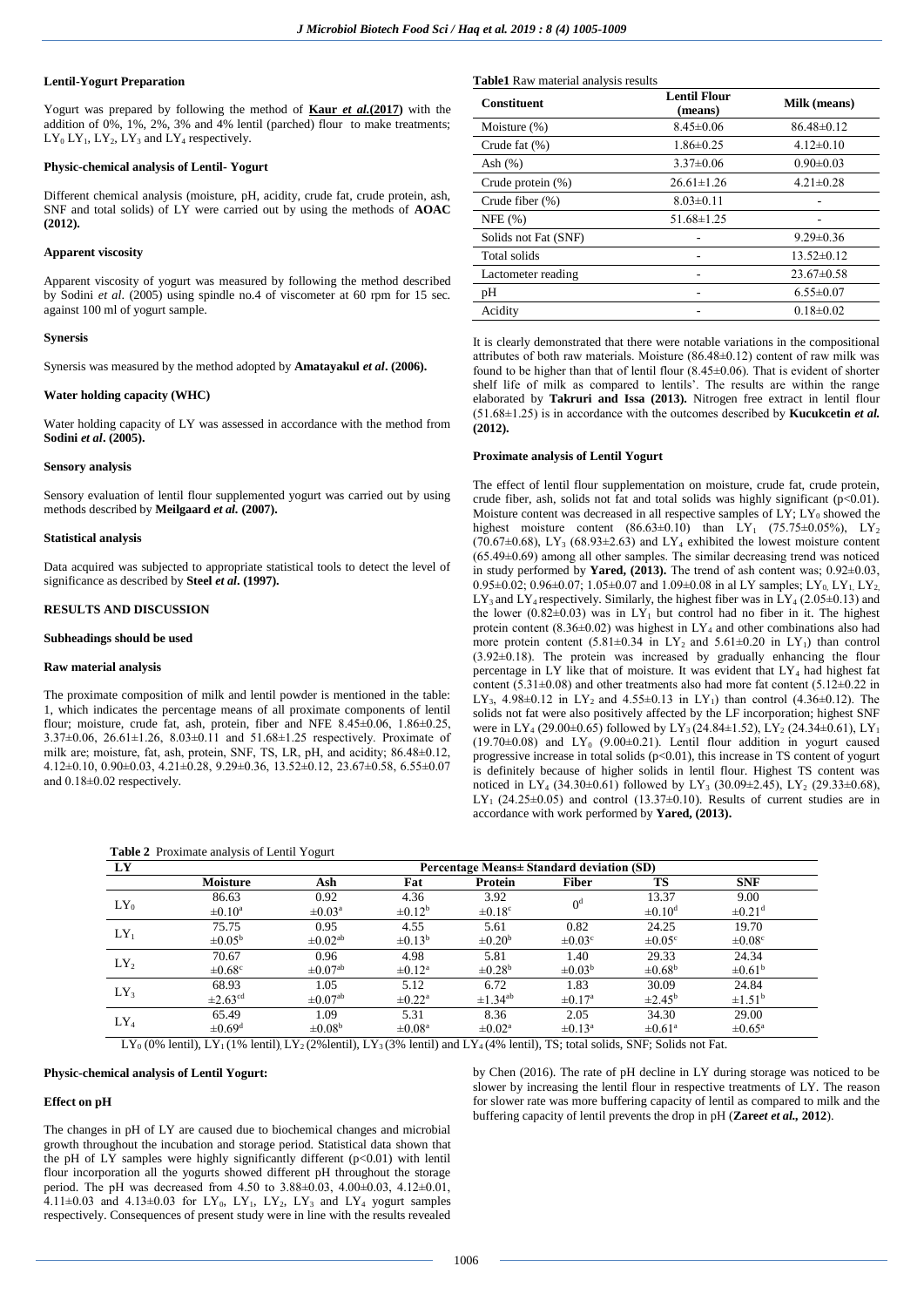### Lentil-Yogurt Preparation

Yogurt was prepared by following the method of **Kaur *et al*.(2017)** with the addition of 0%, 1%, 2%, 3% and 4% lentil (parched) flour to make treatments; $LY_0$ $LY_1$, $LY_2$, $LY_3$ and $LY_4$ respectively.

### Physic-chemical analysis of Lentil- Yogurt

Different chemical analysis (moisture, pH, acidity, crude fat, crude protein, ash, SNF and total solids) of LY were carried out by using the methods of **AOAC (2012).**

### Apparent viscosity

Apparent viscosity of yogurt was measured by following the method described by Sodini *et al*. (2005) using spindle no.4 of viscometer at 60 rpm for 15 sec. against 100 ml of yogurt sample.

### Synersis

Synersis was measured by the method adopted by **Amatayakul *et al*. (2006).**

### Water holding capacity (WHC)

Water holding capacity of LY was assessed in accordance with the method from **Sodini *et al*. (2005).**

### Sensory analysis

Sensory evaluation of lentil flour supplemented yogurt was carried out by using methods described by **Meilgaard *et al.* (2007).**

### Statistical analysis

Data acquired was subjected to appropriate statistical tools to detect the level of significance as described by **Steel *et al*. (1997).**

## RESULTS AND DISCUSSION

### Subheadings should be used

### Raw material analysis

The proximate composition of milk and lentil powder is mentioned in the table: 1, which indicates the percentage means of all proximate components of lentil flour; moisture, crude fat, ash, protein, fiber and NFE 8.45±0.06, 1.86±0.25, 3.37±0.06, 26.61±1.26, 8.03±0.11 and 51.68±1.25 respectively. Proximate of milk are; moisture, fat, ash, protein, SNF, TS, LR, pH, and acidity; 86.48±0.12, 4.12±0.10, 0.90±0.03, 4.21±0.28, 9.29±0.36, 13.52±0.12, 23.67±0.58, 6.55±0.07 and 0.18±0.02 respectively.

**Table1** Raw material analysis results

| Constituent | Lentil Flour (means) | Milk (means) |
|---|---|---|
| Moisture (%) | 8.45±0.06 | 86.48±0.12 |
| Crude fat (%) | 1.86±0.25 | 4.12±0.10 |
| Ash (%) | 3.37±0.06 | 0.90±0.03 |
| Crude protein (%) | 26.61±1.26 | 4.21±0.28 |
| Crude fiber (%) | 8.03±0.11 | - |
| NFE (%) | 51.68±1.25 | - |
| Solids not Fat (SNF) | - | 9.29±0.36 |
| Total solids | - | 13.52±0.12 |
| Lactometer reading | - | 23.67±0.58 |
| pH | - | 6.55±0.07 |
| Acidity | - | 0.18±0.02 |

It is clearly demonstrated that there were notable variations in the compositional attributes of both raw materials. Moisture (86.48±0.12) content of raw milk was found to be higher than that of lentil flour (8.45±0.06). That is evident of shorter shelf life of milk as compared to lentils'. The results are within the range elaborated by **Takruri and Issa (2013).** Nitrogen free extract in lentil flour (51.68±1.25) is in accordance with the outcomes described by **Kucukcetin *et al.* (2012).**

### Proximate analysis of Lentil Yogurt

The effect of lentil flour supplementation on moisture, crude fat, crude protein, crude fiber, ash, solids not fat and total solids was highly significant ($p<0.01$). Moisture content was decreased in all respective samples of LY; $LY_0$ showed the highest moisture content (86.63±0.10) than $LY_1$ (75.75±0.05%), $LY_2$ (70.67±0.68), $LY_3$ (68.93±2.63) and $LY_4$ exhibited the lowest moisture content (65.49±0.69) among all other samples. The similar decreasing trend was noticed in study performed by **Yared, (2013).** The trend of ash content was; 0.92±0.03, 0.95±0.02; 0.96±0.07; 1.05±0.07 and 1.09±0.08 in al LY samples; $LY_0$, $LY_1$, $LY_2$, $LY_3$ and $LY_4$ respectively. Similarly, the highest fiber was in $LY_4$ (2.05±0.13) and the lower (0.82±0.03) was in $LY_1$ but control had no fiber in it. The highest protein content (8.36±0.02) was highest in $LY_4$ and other combinations also had more protein content (5.81±0.34 in $LY_2$ and 5.61±0.20 in $LY_1$) than control (3.92±0.18). The protein was increased by gradually enhancing the flour percentage in LY like that of moisture. It was evident that $LY_4$ had highest fat content (5.31±0.08) and other treatments also had more fat content (5.12±0.22 in $LY_3$, 4.98±0.12 in $LY_2$ and 4.55±0.13 in $LY_1$) than control (4.36±0.12). The solids not fat were also positively affected by the LF incorporation; highest SNF were in $LY_4$ (29.00±0.65) followed by $LY_3$ (24.84±1.52), $LY_2$ (24.34±0.61), $LY_1$ (19.70±0.08) and $LY_0$ (9.00±0.21). Lentil flour addition in yogurt caused progressive increase in total solids ($p<0.01$), this increase in TS content of yogurt is definitely because of higher solids in lentil flour. Highest TS content was noticed in $LY_4$ (34.30±0.61) followed by $LY_3$ (30.09±2.45), $LY_2$ (29.33±0.68), $LY_1$ (24.25±0.05) and control (13.37±0.10). Results of current studies are in accordance with work performed by **Yared, (2013).**

**Table 2** Proximate analysis of Lentil Yogurt

| LY | Moisture | Ash | Fat | Protein | Fiber | TS | SNF |
|---|---|---|---|---|---|---|---|
| | Percentage Means± Standard deviation (SD) | | | | | | |
| $LY_0$ | 86.63 ±0.10[a] | 0.92 ±0.03[a] | 4.36 ±0.12[b] | 3.92 ±0.18[c] | 0[d] | 13.37 ±0.10[d] | 9.00 ±0.21[d] |
| $LY_1$ | 75.75 ±0.05[b] | 0.95 ±0.02[ab] | 4.55 ±0.13[b] | 5.61 ±0.20[b] | 0.82 ±0.03[c] | 24.25 ±0.05[c] | 19.70 ±0.08[c] |
| $LY_2$ | 70.67 ±0.68[c] | 0.96 ±0.07[ab] | 4.98 ±0.12[a] | 5.81 ±0.28[b] | 1.40 ±0.03[b] | 29.33 ±0.68[b] | 24.34 ±0.61[b] |
| $LY_3$ | 68.93 ±2.63[cd] | 1.05 ±0.07[ab] | 5.12 ±0.22[a] | 6.72 ±1.34[ab] | 1.83 ±0.17[a] | 30.09 ±2.45[b] | 24.84 ±1.51[b] |
| $LY_4$ | 65.49 ±0.69[d] | 1.09 ±0.08[b] | 5.31 ±0.08[a] | 8.36 ±0.02[a] | 2.05 ±0.13[a] | 34.30 ±0.61[a] | 29.00 ±0.65[a] |

$LY_0$ (0% lentil), $LY_1$ (1% lentil), $LY_2$ (2%lentil), $LY_3$ (3% lentil) and $LY_4$ (4% lentil), TS; total solids, SNF; Solids not Fat.

### Physic-chemical analysis of Lentil Yogurt:

### Effect on pH

The changes in pH of LY are caused due to biochemical changes and microbial growth throughout the incubation and storage period. Statistical data shown that the pH of LY samples were highly significantly different ($p<0.01$) with lentil flour incorporation all the yogurts showed different pH throughout the storage period. The pH was decreased from 4.50 to 3.88±0.03, 4.00±0.03, 4.12±0.01, 4.11±0.03 and 4.13±0.03 for $LY_0$, $LY_1$, $LY_2$, $LY_3$ and $LY_4$ yogurt samples respectively. Consequences of present study were in line with the results revealed by Chen (2016). The rate of pH decline in LY during storage was noticed to be slower by increasing the lentil flour in respective treatments of LY. The reason for slower rate was more buffering capacity of lentil as compared to milk and the buffering capacity of lentil prevents the drop in pH (**Zare*et al.,* 2012**).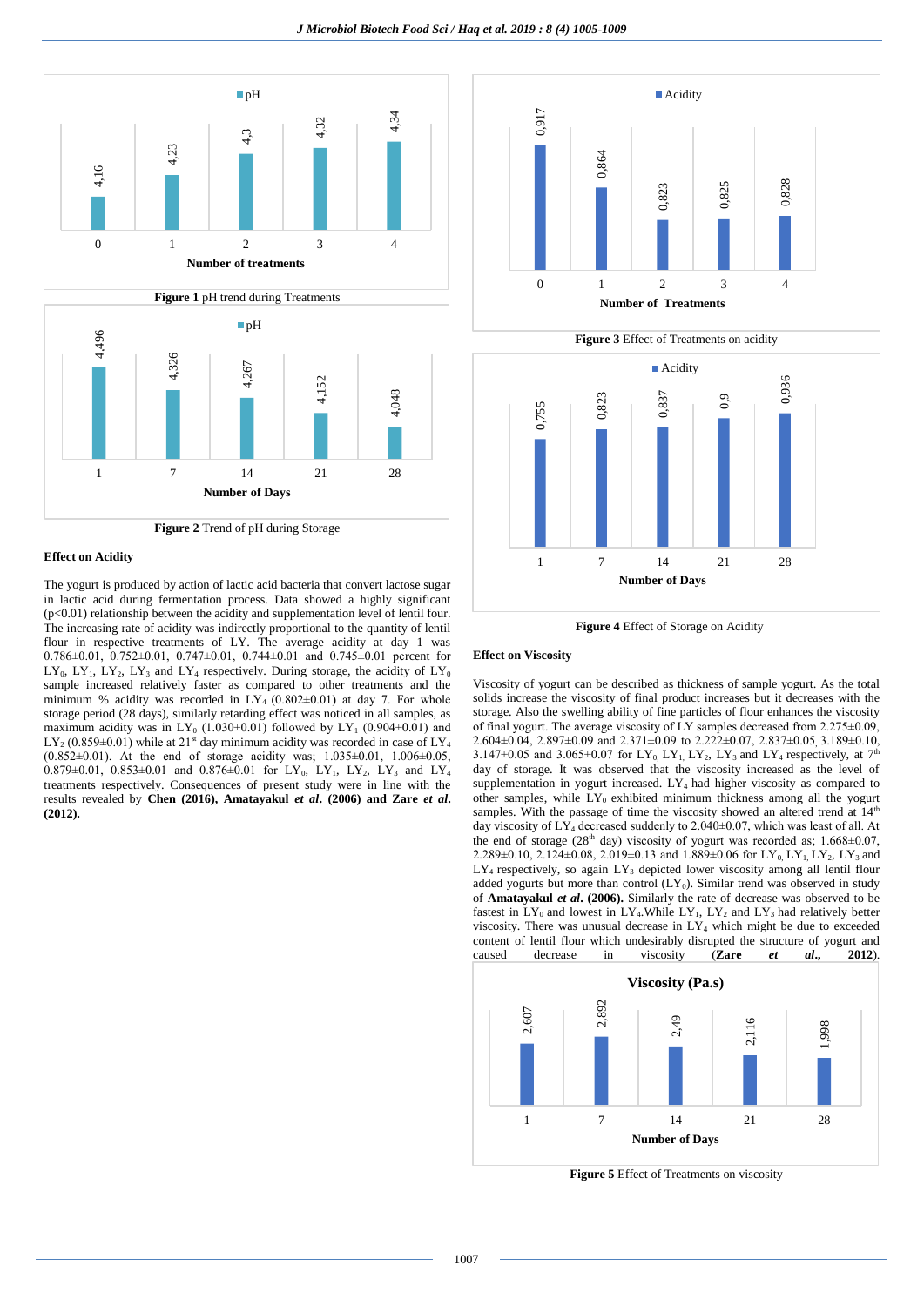Figure 1 pH trend during Treatments

Figure 2 Trend of pH during Storage

**Effect on Acidity**

The yogurt is produced by action of lactic acid bacteria that convert lactose sugar in lactic acid during fermentation process. Data showed a highly significant ($p<0.01$) relationship between the acidity and supplementation level of lentil four. The increasing rate of acidity was indirectly proportional to the quantity of lentil flour in respective treatments of LY. The average acidity at day 1 was 0.786±0.01, 0.752±0.01, 0.747±0.01, 0.744±0.01 and 0.745±0.01 percent for $LY_0$, $LY_1$, $LY_2$, $LY_3$ and $LY_4$ respectively. During storage, the acidity of $LY_0$ sample increased relatively faster as compared to other treatments and the minimum % acidity was recorded in $LY_4$ (0.802±0.01) at day 7. For whole storage period (28 days), similarly retarding effect was noticed in all samples, as maximum acidity was in $LY_0$ (1.030±0.01) followed by $LY_1$ (0.904±0.01) and $LY_2$ (0.859±0.01) while at 21st day minimum acidity was recorded in case of $LY_4$ (0.852±0.01). At the end of storage acidity was; 1.035±0.01, 1.006±0.05, 0.879±0.01, 0.853±0.01 and 0.876±0.01 for $LY_0$, $LY_1$, $LY_2$, $LY_3$ and $LY_4$ treatments respectively. Consequences of present study were in line with the results revealed by **Chen (2016), Amatayakul *et al*. (2006) and Zare *et al*. (2012).**

Figure 3 Effect of Treatments on acidity

Figure 4 Effect of Storage on Acidity

**Effect on Viscosity**

Viscosity of yogurt can be described as thickness of sample yogurt. As the total solids increase the viscosity of final product increases but it decreases with the storage. Also the swelling ability of fine particles of flour enhances the viscosity of final yogurt. The average viscosity of LY samples decreased from 2.275±0.09, 2.604±0.04, 2.897±0.09 and 2.371±0.09 to 2.222±0.07, 2.837±0.05, 3.189±0.10, 3.147±0.05 and 3.065±0.07 for $LY_0$, $LY_1$, $LY_2$, $LY_3$ and $LY_4$ respectively, at 7th day of storage. It was observed that the viscosity increased as the level of supplementation in yogurt increased. $LY_4$ had higher viscosity as compared to other samples, while $LY_0$ exhibited minimum thickness among all the yogurt samples. With the passage of time the viscosity showed an altered trend at 14th day viscosity of $LY_4$ decreased suddenly to 2.040±0.07, which was least of all. At the end of storage (28th day) viscosity of yogurt was recorded as; 1.668±0.07, 2.289±0.10, 2.124±0.08, 2.019±0.13 and 1.889±0.06 for $LY_0$, $LY_1$, $LY_2$, $LY_3$ and $LY_4$ respectively, so again $LY_3$ depicted lower viscosity among all lentil flour added yogurts but more than control ($LY_0$). Similar trend was observed in study of **Amatayakul *et al*. (2006).** Similarly the rate of decrease was observed to be fastest in $LY_0$ and lowest in $LY_4$.While $LY_1$, $LY_2$ and $LY_3$ had relatively better viscosity. There was unusual decrease in $LY_4$ which might be due to exceeded content of lentil flour which undesirably disrupted the structure of yogurt and caused decrease in viscosity (**Zare *et al*., 2012**).

Figure 5 Effect of Treatments on viscosity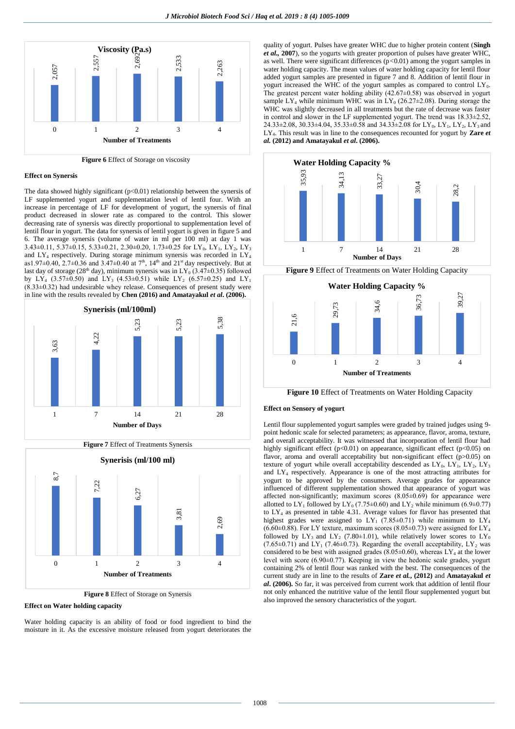Figure 6 Effect of Storage on viscosity

**Effect on Synersis**

The data showed highly significant ($p<0.01$) relationship between the synersis of LF supplemented yogurt and supplementation level of lentil four. With an increase in percentage of LF for development of yogurt, the synersis of final product decreased in slower rate as compared to the control. This slower decreasing rate of synersis was directly proportional to supplementation level of lentil flour in yogurt. The data for synersis of lentil yogurt is given in figure 5 and 6. The average synersis (volume of water in ml per 100 ml) at day 1 was 3.43±0.11, 5.37±0.15, 5.33±0.21, 2.30±0.20, 1.73±0.25 for $LY_0$, $LY_1$, $LY_2$, $LY_3$ and $LY_4$ respectively. During storage minimum synersis was recorded in $LY_4$ as1.97±0.40, 2.7±0.36 and 3.47±0.40 at 7[th], 14[th] and 21[st] day respectively. But at last day of storage (28[th] day), minimum synersis was in $LY_0$ (3.47±0.35) followed by $LY_4$ (3.57±0.50) and $LY_3$ (4.53±0.51) while $LY_2$ (6.57±0.25) and $LY_1$ (8.33±0.32) had undesirable whey release. Consequences of present study were in line with the results revealed by **Chen (2016) and Amatayakul *et al*. (2006).**

Figure 7 Effect of Treatments Synersis

Figure 8 Effect of Storage on Synersis

**Effect on Water holding capacity**

Water holding capacity is an ability of food or food ingredient to bind the moisture in it. As the excessive moisture released from yogurt deteriorates the quality of yogurt. Pulses have greater WHC due to higher protein content (**Singh *et al*., 2007**), so the yogurts with greater proportion of pulses have greater WHC, as well. There were significant differences ($p<0.01$) among the yogurt samples in water holding capacity. The mean values of water holding capacity for lentil flour added yogurt samples are presented in figure 7 and 8. Addition of lentil flour in yogurt increased the WHC of the yogurt samples as compared to control $LY_0$. The greatest percent water holding ability (42.67±0.58) was observed in yogurt sample $LY_4$ while minimum WHC was in $LY_0$ (26.27±2.08). During storage the WHC was slightly decreased in all treatments but the rate of decrease was faster in control and slower in the LF supplemented yogurt. The trend was 18.33±2.52, 24.33±2.08, 30.33±4.04, 35.33±0.58 and 34.33±2.08 for $LY_0$, $LY_1$, $LY_2$, $LY_3$ and $LY_4$. This result was in line to the consequences recounted for yogurt by **Zare *et al*. (2012) and Amatayakul *et al*. (2006).**

Figure 9 Effect of Treatments on Water Holding Capacity

Figure 10 Effect of Treatments on Water Holding Capacity

**Effect on Sensory of yogurt**

Lentil flour supplemented yogurt samples were graded by trained judges using 9-point hedonic scale for selected parameters; as appearance, flavor, aroma, texture, and overall acceptability. It was witnessed that incorporation of lentil flour had highly significant effect ($p<0.01$) on appearance, significant effect ($p<0.05$) on flavor, aroma and overall acceptability but non-significant effect ($p>0.05$) on texture of yogurt while overall acceptability descended as $LY_0$, $LY_1$, $LY_2$, $LY_3$ and $LY_4$ respectively. Appearance is one of the most attracting attributes for yogurt to be approved by the consumers. Average grades for appearance influenced of different supplementation showed that appearance of yogurt was affected non-significantly; maximum scores (8.05±0.69) for appearance were allotted to $LY_1$ followed by $LY_0$ (7.75±0.60) and $LY_2$ while minimum (6.9±0.77) to $LY_4$ as presented in table 4.31. Average values for flavor has presented that highest grades were assigned to $LY_1$ (7.85±0.71) while minimum to $LY_4$ (6.60±0.88). For LY texture, maximum scores (8.05±0.73) were assigned for $LY_4$ followed by $LY_3$ and $LY_2$ (7.80±1.01), while relatively lower scores to $LY_0$ (7.65±0.71) and $LY_1$ (7.46±0.73). Regarding the overall acceptability, $LY_2$ was considered to be best with assigned grades (8.05±0.60), whereas $LY_4$ at the lower level with score (6.90±0.77). Keeping in view the hedonic scale grades, yogurt containing 2% of lentil flour was ranked with the best. The consequences of the current study are in line to the results of **Zare *et al*., (2012)** and **Amatayakul *et al*. (2006).** So far, it was perceived from current work that addition of lentil flour not only enhanced the nutritive value of the lentil flour supplemented yogurt but also improved the sensory characteristics of the yogurt.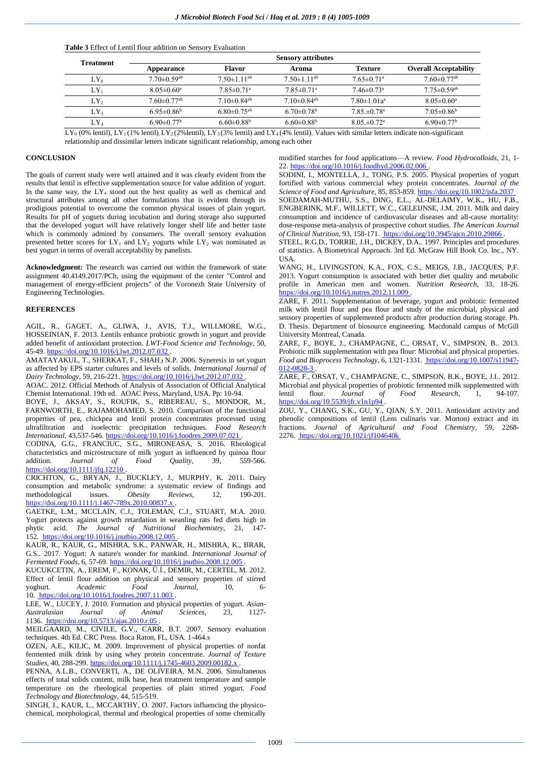**Table 3** Effect of Lentil flour addition on Sensory Evaluation

| Treatment | Sensory attributes | | | | |
|---|---|---|---|---|---|
| | Appearance | Flavor | Aroma | Texture | Overall Acceptability |
| $LY_0$ | 7.70±0.59[ab] | 7.50±1.11[ab] | 7.50±1.11[ab] | 7.65±0.71[a] | 7.60±0.77[ab] |
| $LY_1$ | 8.05±0.60[a] | 7.85±0.71[a] | 7.85±0.71[a] | 7.46±0.73[a] | 7.75±0.59[ab] |
| $LY_2$ | 7.60±0.77[ab] | 7.10±0.84[ab] | 7.10±0.84[ab] | 7.80±1.01a[a] | 8.05±0.60[a] |
| $LY_3$ | 6.95±0.86[b] | 6.80±0.75[ab] | 6.70±0.78[b] | 7.85.±0.78[a] | 7.05±0.86[b] |
| $LY_4$ | 6.90±0.77[b] | 6.60±0.88[b] | 6.60±0.88[b] | 8.05.±0.72[a] | 6.90±0.77[b] |

$LY_0$ (0% lentil), $LY_1$ (1% lentil), $LY_2$ (2%lentil), $LY_3$ (3% lentil) and $LY_4$ (4% lentil). Values with similar letters indicate non-significant relationship and dissimilar letters indicate significant relationship, among each other

## CONCLUSION

The goals of current study were well attained and it was clearly evident from the results that lentil is effective supplementation source for value addition of yogurt. In the same way, the $LY_4$ stood out the best quality as well as chemical and structural attributes among all other formulations that is evident through its prodigious potential to overcome the common physical issues of plain yogurt. Results for pH of yogurts during incubation and during storage also supported that the developed yogurt will have relatively longer shelf life and better taste which is commonly admired by consumers. The overall sensory evaluation presented better scores for $LY_1$ and $LY_2$ yogurts while $LY_2$ was nominated as best yogurt in terms of overall acceptability by panelists.

**Acknowledgment:** The research was carried out within the framework of state assignment 40.4149.2017/PCh, using the equipment of the center "Control and management of energy-efficient projects" of the Voronezh State University of Engineering Technologies.

## REFERENCES

AGIL, R., GAGET, A., GLIWA, J., AVIS, T.J., WILLMORE, W.G., HOSSEINIAN, F. 2013. Lentils enhance probiotic growth in yogurt and provide added benefit of antioxidant protection. *LWT-Food Science and Technology*, 50, 45-49. https://doi.org/10.1016/j.lwt.2012.07.032 .

AMATAYAKUL, T., SHERKAT, F., SHAH و N.P. 2006. Syneresis in set yogurt as affected by EPS starter cultures and levels of solids. *International Journal of Dairy Technology*, 59, 216-221. https://doi.org/10.1016/j.lwt.2012.07.032 .

AOAC. 2012. Official Methods of Analysis of Association of Official Analytical Chemist International. 19th ed. AOAC Press, Maryland, USA. Pp: 10-94.

BOYE, J., AKSAY, S., ROUFIK, S., RIBEREAU, S., MONDOR, M., FARNWORTH, E., RAJAMOHAMED, S. 2010. Comparison of the functional properties of pea, chickpea and lentil protein concentrates processed using ultrafiltration and isoelectric precipitation techniques. *Food Research International*, 43,537-546. https://doi.org/10.1016/j.foodres.2009.07.021 .

CODINA, G.G., FRANCIUC, S.G., MIRONEASA, S. 2016. Rheological characteristics and microstructure of milk yogurt as influenced by quinoa flour addition. *Journal of Food Quality*, 39, 559-566. https://doi.org/10.1111/jfq.12210 .

CRICHTON, G., BRYAN, J., BUCKLEY, J., MURPHY, K. 2011. Dairy consumption and metabolic syndrome: a systematic review of findings and methodological issues. *Obesity Reviews*, 12, 190-201. https://doi.org/10.1111/j.1467-789x.2010.00837.x .

GAETKE, L.M., MCCLAIN, C.J., TOLEMAN, C.J., STUART, M.A. 2010. Yogurt protects against growth retardation in weanling rats fed diets high in phytic acid. *The Journal of Nutritional Biochemistry*, 21, 147-152. https://doi.org/10.1016/j.jnutbio.2008.12.005 .

KAUR, R., KAUR, G., MISHRA, S.K., PANWAR, H., MISHRA, K., BRAR, G.S.. 2017. Yogurt: A nature's wonder for mankind. *International Journal of Fermented Foods*, 6, 57-69. https://doi.org/10.1016/j.jnutbio.2008.12.005 .

KUCUKCETIN, A., EREM, F., KONAK, Ü.İ., DEMIR, M., CERTEL, M. 2012. Effect of lentil flour addition on physical and sensory properties of stirred yoghurt. *Academic Food Journal*, 10, 6-10. https://doi.org/10.1016/j.foodres.2007.11.003 .

LEE, W., LUCEY, J. 2010. Formation and physical properties of yogurt. *Asian-Australasian Journal of Animal Sciences*, 23, 1127-1136. https://doi.org/10.5713/ajas.2010.r.05 .

MEILGAARD, M., CIVILE, G.V., CARR, B.T. 2007. Sensory evaluation techniques. 4th Ed. CRC Press. Boca Raton, FL, USA. 1-464.s

OZEN, A.E., KILIC, M. 2009. Improvement of physical properties of nonfat fermented milk drink by using whey protein concentrate. *Journal of Texture Studies*, 40, 288-299. https://doi.org/10.1111/j.1745-4603.2009.00182.x .

PENNA, A.L.B., CONVERTI, A., DE OLIVEIRA, M.N. 2006. Simultaneous effects of total solids content, milk base, heat treatment temperature and sample temperature on the rheological properties of plain stirred yogurt. *Food Technology and Biotechnology*, 44, 515-519.

SINGH, J., KAUR, L., MCCARTHY, O. 2007. Factors influencing the physico-chemical, morphological, thermal and rheological properties of some chemically modified starches for food applications—A review. *Food Hydrocolloids*, 21, 1-22. https://doi.org/10.1016/j.foodhyd.2006.02.006 .

SODINI, I., MONTELLA, J., TONG, P.S. 2005. Physical properties of yogurt fortified with various commercial whey protein concentrates. *Journal of the Science of Food and Agriculture*, 85, 853-859. https://doi.org/10.1002/jsfa.2037

SOEDAMAH-MUTHU, S.S., DING, E.L., AL-DELAIMY, W.K., HU, F.B., ENGBERINK, M.F., WILLETT, W.C., GELEIJNSE, J.M. 2011. Milk and dairy consumption and incidence of cardiovascular diseases and all-cause mortality: dose-response meta-analysis of prospective cohort studies. *The American Journal of Clinical Nutrition*, 93, 158-171. https://doi.org/10.3945/ajcn.2010.29866 .

STEEL, R.G.D., TORRIE, J.H., DICKEY, D.A.. 1997. Principles and procedures of statistics. A Biometrical Approach. 3rd Ed. McGraw Hill Book Co. Inc., NY. USA.

WANG, H., LIVINGSTON, K.A., FOX, C.S., MEIGS, J.B., JACQUES, P.F. 2013. Yogurt consumption is associated with better diet quality and metabolic profile in American men and women. *Nutrition Research*, 33, 18-26. https://doi.org/10.1016/j.nutres.2012.11.009 .

ZARE, F. 2011. Supplementation of beverage, yogurt and probiotic fermented milk with lentil flour and pea flour and study of the microbial, physical and sensory properties of supplemented products after production during storage. Ph. D. Thesis. Department of biosource engineering. Macdonald campus of McGill University Montreal, Canada.

ZARE, F., BOYE, J., CHAMPAGNE, C., ORSAT, V., SIMPSON, B.. 2013. Probiotic milk supplementation with pea flour: Microbial and physical properties. *Food and Bioprocess Technology*, 6, 1321-1331. https://doi.org/10.1007/s11947-012-0828-3 .

ZARE, F., ORSAT, V., CHAMPAGNE, C., SIMPSON, B.K., BOYE, J.I.. 2012. Microbial and physical properties of probiotic fermented milk supplemented with lentil flour. *Journal of Food Research*, 1, 94-107. https://doi.org/10.5539/jfr.v1n1p94 .

ZOU, Y., CHANG, S.K., GU, Y., QIAN, S.Y. 2011. Antioxidant activity and phenolic compositions of lentil (Lens culinaris var. Morton) extract and its fractions. *Journal of Agricultural and Food Chemistry*, 59, 2268-2276. https://doi.org/10.1021/jf104640k